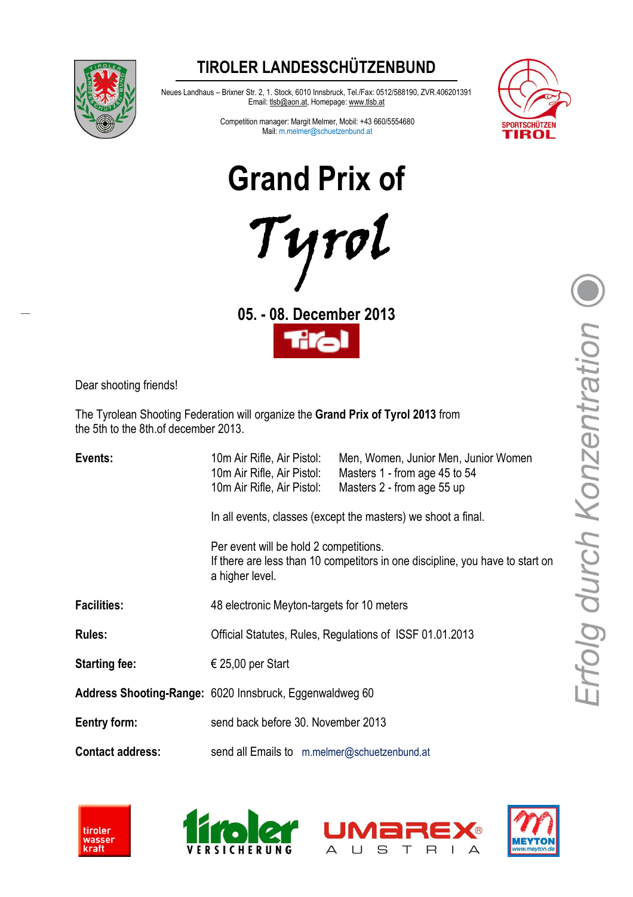# TIROLER LANDESSCHÜTZENBUND

Neues Landhaus – Brixner Str. 2, 1. Stock, 6010 Innsbruck, Tel./Fax: 0512/588190, ZVR.406201391
Email: tlsb@aon.at, Homepage: www.tlsb.at

Competition manager: Margit Melmer, Mobil: +43 660/5554680
Mail: m.melmer@schuetzenbund.at

# Grand Prix of

# Tyrol

## 05. - 08. December 2013

Dear shooting friends!

The Tyrolean Shooting Federation will organize the **Grand Prix of Tyrol 2013** from the 5th to the 8th.of december 2013.

**Events:**

| | |
|---|---|
| 10m Air Rifle, Air Pistol: | Men, Women, Junior Men, Junior Women |
| 10m Air Rifle, Air Pistol: | Masters 1 - from age 45 to 54 |
| 10m Air Rifle, Air Pistol: | Masters 2 - from age 55 up |

In all events, classes (except the masters) we shoot a final.

Per event will be hold 2 competitions.
If there are less than 10 competitors in one discipline, you have to start on a higher level.

**Facilities:** 48 electronic Meyton-targets for 10 meters

**Rules:** Official Statutes, Rules, Regulations of ISSF 01.01.2013

**Starting fee:** € 25,00 per Start

**Address Shooting-Range:** 6020 Innsbruck, Eggenwaldweg 60

**Eentry form:** send back before 30. November 2013

**Contact address:** send all Emails to m.melmer@schuetzenbund.at

*Erfolg durch Konzentration*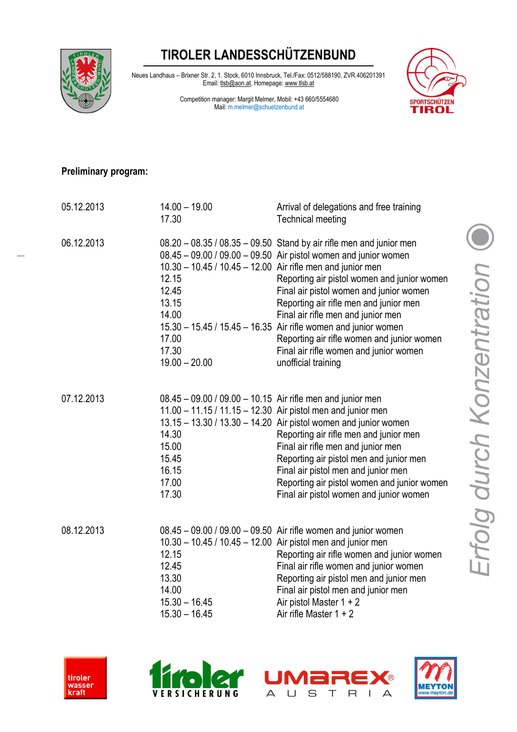# TIROLER LANDESSCHÜTZENBUND

Neues Landhaus – Brixner Str. 2, 1. Stock, 6010 Innsbruck, Tel./Fax: 0512/588190, ZVR.406201391
Email: tlsb@aon.at, Homepage: www.tlsb.at

Competition manager: Margit Melmer, Mobil: +43 660/5554680
Mail: m.melmer@schuetzenbund.at

**Preliminary program:**

| Date | Time | Event |
|---|---|---|
| 05.12.2013 | 14.00 – 19.00 | Arrival of delegations and free training |
| | 17.30 | Technical meeting |
| 06.12.2013 | 08.20 – 08.35 / 08.35 – 09.50 | Stand by air rifle men and junior men |
| | 08.45 – 09.00 / 09.00 – 09.50 | Air pistol women and junior women |
| | 10.30 – 10.45 / 10.45 – 12.00 | Air rifle men and junior men |
| | 12.15 | Reporting air pistol women and junior women |
| | 12.45 | Final air pistol women and junior women |
| | 13.15 | Reporting air rifle men and junior men |
| | 14.00 | Final air rifle men and junior men |
| | 15.30 – 15.45 / 15.45 – 16.35 | Air rifle women and junior women |
| | 17.00 | Reporting air rifle women and junior women |
| | 17.30 | Final air rifle women and junior women |
| | 19.00 – 20.00 | unofficial training |
| 07.12.2013 | 08.45 – 09.00 / 09.00 – 10.15 | Air rifle men and junior men |
| | 11.00 – 11.15 / 11.15 – 12.30 | Air pistol men and junior men |
| | 13.15 – 13.30 / 13.30 – 14.20 | Air pistol women and junior women |
| | 14.30 | Reporting air rifle men and junior men |
| | 15.00 | Final air rifle men and junior men |
| | 15.45 | Reporting air pistol men and junior men |
| | 16.15 | Final air pistol men and junior men |
| | 17.00 | Reporting air pistol women and junior women |
| | 17.30 | Final air pistol women and junior women |
| 08.12.2013 | 08.45 – 09.00 / 09.00 – 09.50 | Air rifle women and junior women |
| | 10.30 – 10.45 / 10.45 – 12.00 | Air pistol men and junior men |
| | 12.15 | Reporting air rifle women and junior women |
| | 12.45 | Final air rifle women and junior women |
| | 13.30 | Reporting air pistol men and junior men |
| | 14.00 | Final air pistol men and junior men |
| | 15.30 – 16.45 | Air pistol Master 1 + 2 |
| | 15.30 – 16.45 | Air rifle Master 1 + 2 |

*Erfolg durch Konzentration*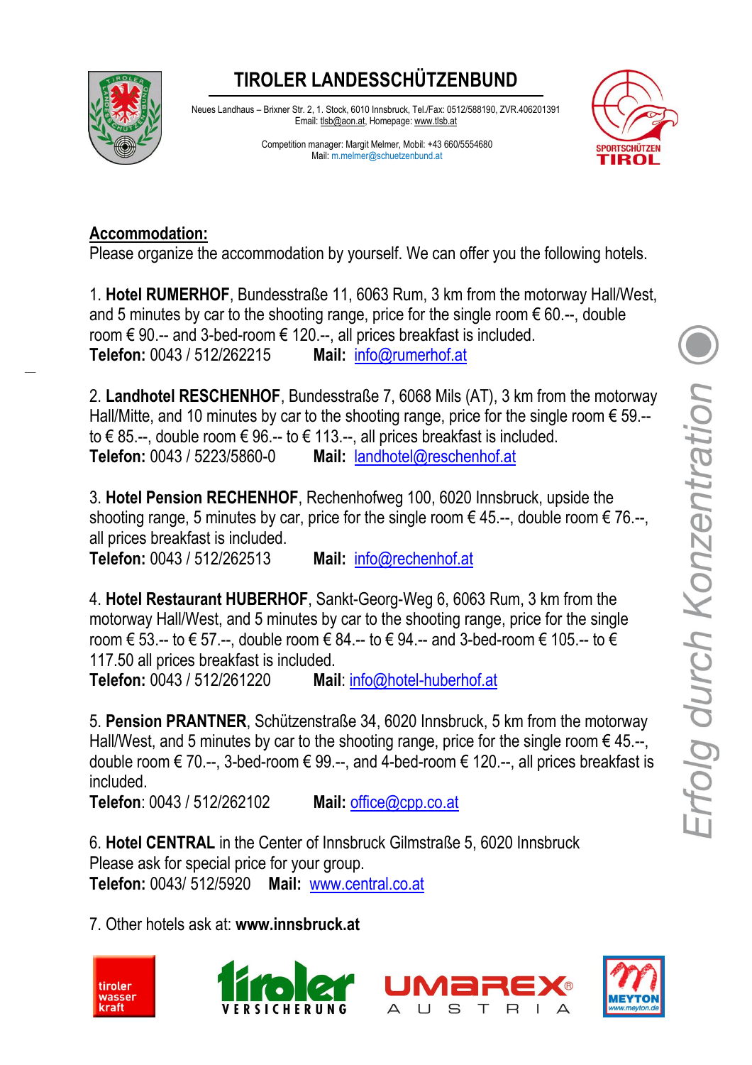# TIROLER LANDESSCHÜTZENBUND

Neues Landhaus – Brixner Str. 2, 1. Stock, 6010 Innsbruck, Tel./Fax: 0512/588190, ZVR.406201391
Email: tlsb@aon.at, Homepage: www.tlsb.at

Competition manager: Margit Melmer, Mobil: +43 660/5554680
Mail: m.melmer@schuetzenbund.at

SPORTSCHÜTZEN TIROL

**Accommodation:**
Please organize the accommodation by yourself. We can offer you the following hotels.

1. **Hotel RUMERHOF**, Bundesstraße 11, 6063 Rum, 3 km from the motorway Hall/West, and 5 minutes by car to the shooting range, price for the single room € 60.--, double room € 90.-- and 3-bed-room € 120.--, all prices breakfast is included.
**Telefon:** 0043 / 512/262215 **Mail:** info@rumerhof.at

2. **Landhotel RESCHENHOF**, Bundesstraße 7, 6068 Mils (AT), 3 km from the motorway Hall/Mitte, and 10 minutes by car to the shooting range, price for the single room € 59.-- to € 85.--, double room € 96.-- to € 113.--, all prices breakfast is included.
**Telefon:** 0043 / 5223/5860-0 **Mail:** landhotel@reschenhof.at

3. **Hotel Pension RECHENHOF**, Rechenhofweg 100, 6020 Innsbruck, upside the shooting range, 5 minutes by car, price for the single room € 45.--, double room € 76.--, all prices breakfast is included.
**Telefon:** 0043 / 512/262513 **Mail:** info@rechenhof.at

4. **Hotel Restaurant HUBERHOF**, Sankt-Georg-Weg 6, 6063 Rum, 3 km from the motorway Hall/West, and 5 minutes by car to the shooting range, price for the single room € 53.-- to € 57.--, double room € 84.-- to € 94.-- and 3-bed-room € 105.-- to € 117.50 all prices breakfast is included.
**Telefon:** 0043 / 512/261220 **Mail**: info@hotel-huberhof.at

5. **Pension PRANTNER**, Schützenstraße 34, 6020 Innsbruck, 5 km from the motorway Hall/West, and 5 minutes by car to the shooting range, price for the single room € 45.--, double room € 70.--, 3-bed-room € 99.--, and 4-bed-room € 120.--, all prices breakfast is included.
**Telefon**: 0043 / 512/262102 **Mail:** office@cpp.co.at

6. **Hotel CENTRAL** in the Center of Innsbruck Gilmstraße 5, 6020 Innsbruck
Please ask for special price for your group.
**Telefon:** 0043/ 512/5920 **Mail:** www.central.co.at

7. Other hotels ask at: **www.innsbruck.at**

*Erfolg durch Konzentration*